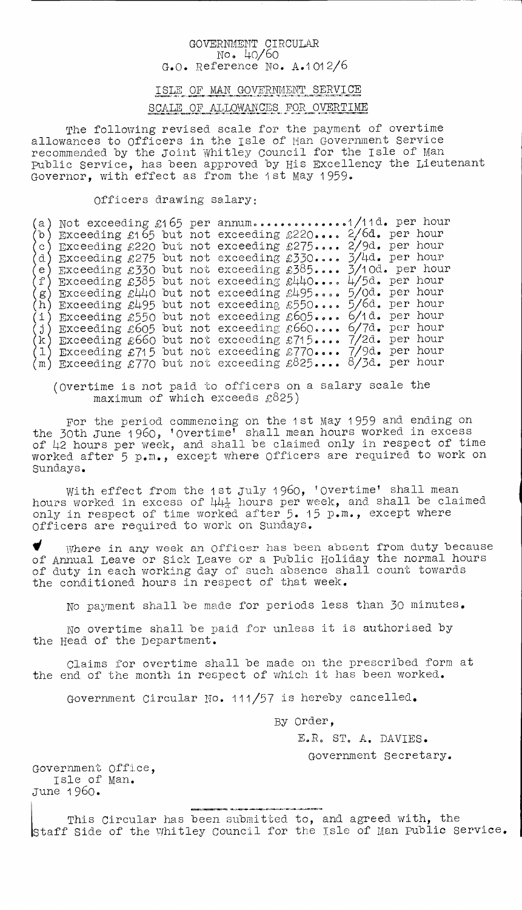GOVERNMENT CIRCULAR
No. 40/60
G.O. Reference No. A.1012/6

# ISLE OF MAN GOVERNMENT SERVICE

## SCALE OF ALLOWANCES FOR OVERTIME

The following revised scale for the payment of overtime allowances to Officers in the Isle of Man Government Service recommended by the Joint Whitley Council for the Isle of Man Public Service, has been approved by His Excellency the Lieutenant Governor, with effect as from the 1st May 1959.

Officers drawing salary:

(a) Not exceeding £165 per annum.............1/11d. per hour
(b) Exceeding £165 but not exceeding £220.... 2/6d. per hour
(c) Exceeding £220 but not exceeding £275.... 2/9d. per hour
(d) Exceeding £275 but not exceeding £330.... 3/4d. per hour
(e) Exceeding £330 but not exceeding £385.... 3/10d. per hour
(f) Exceeding £385 but not exceeding £440.... 4/5d. per hour
(g) Exceeding £440 but not exceeding £495.... 5/0d. per hour
(h) Exceeding £495 but not exceeding £550.... 5/6d. per hour
(i) Exceeding £550 but not exceeding £605.... 6/1d. per hour
(j) Exceeding £605 but not exceeding £660.... 6/7d. per hour
(k) Exceeding £660 but not exceeding £715.... 7/2d. per hour
(l) Exceeding £715 but not exceeding £770.... 7/9d. per hour
(m) Exceeding £770 but not exceeding £825.... 8/3d. per hour

(Overtime is not paid to officers on a salary scale the maximum of which exceeds £825)

For the period commencing on the 1st May 1959 and ending on the 30th June 1960, 'Overtime' shall mean hours worked in excess of 42 hours per week, and shall be claimed only in respect of time worked after 5 p.m., except where Officers are required to work on Sundays.

With effect from the 1st July 1960, 'Overtime' shall mean hours worked in excess of 44¼ hours per week, and shall be claimed only in respect of time worked after 5. 15 p.m., except where Officers are required to work on Sundays.

Where in any week an Officer has been absent from duty because of Annual Leave or Sick Leave or a Public Holiday the normal hours of duty in each working day of such absence shall count towards the conditioned hours in respect of that week.

No payment shall be made for periods less than 30 minutes.

No overtime shall be paid for unless it is authorised by the Head of the Department.

Claims for overtime shall be made on the prescribed form at the end of the month in respect of which it has been worked.

Government Circular No. 111/57 is hereby cancelled.

By Order,

E.R. ST. A. DAVIES.

Government Secretary.

Government Office,
Isle of Man.
June 1960.

This Circular has been submitted to, and agreed with, the Staff Side of the Whitley Council for the Isle of Man Public Service.